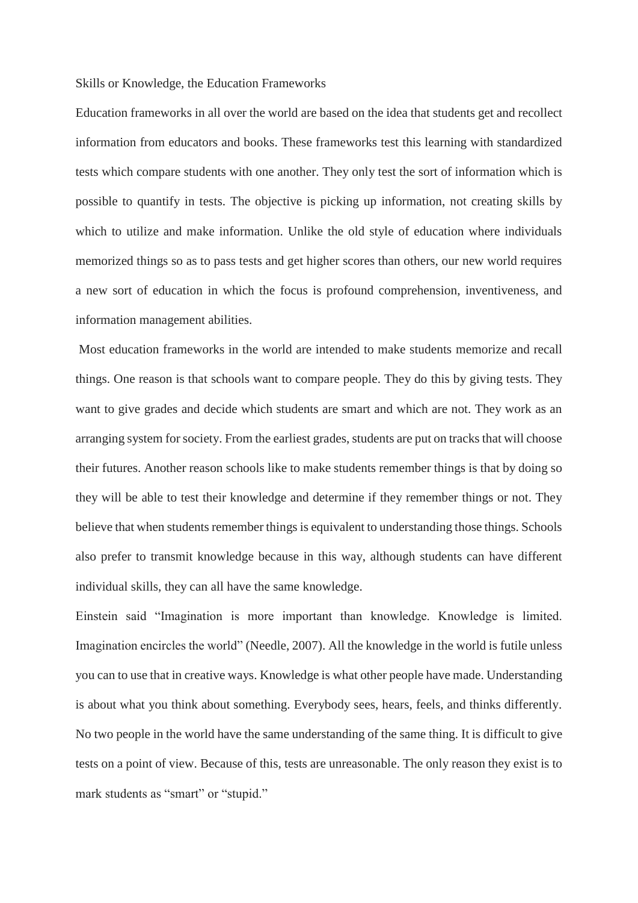# Skills or Knowledge, the Education Frameworks

Education frameworks in all over the world are based on the idea that students get and recollect information from educators and books. These frameworks test this learning with standardized tests which compare students with one another. They only test the sort of information which is possible to quantify in tests. The objective is picking up information, not creating skills by which to utilize and make information. Unlike the old style of education where individuals memorized things so as to pass tests and get higher scores than others, our new world requires a new sort of education in which the focus is profound comprehension, inventiveness, and information management abilities.

Most education frameworks in the world are intended to make students memorize and recall things. One reason is that schools want to compare people. They do this by giving tests. They want to give grades and decide which students are smart and which are not. They work as an arranging system for society. From the earliest grades, students are put on tracks that will choose their futures. Another reason schools like to make students remember things is that by doing so they will be able to test their knowledge and determine if they remember things or not. They believe that when students remember things is equivalent to understanding those things. Schools also prefer to transmit knowledge because in this way, although students can have different individual skills, they can all have the same knowledge.

Einstein said "Imagination is more important than knowledge. Knowledge is limited. Imagination encircles the world" (Needle, 2007). All the knowledge in the world is futile unless you can to use that in creative ways. Knowledge is what other people have made. Understanding is about what you think about something. Everybody sees, hears, feels, and thinks differently. No two people in the world have the same understanding of the same thing. It is difficult to give tests on a point of view. Because of this, tests are unreasonable. The only reason they exist is to mark students as "smart" or "stupid."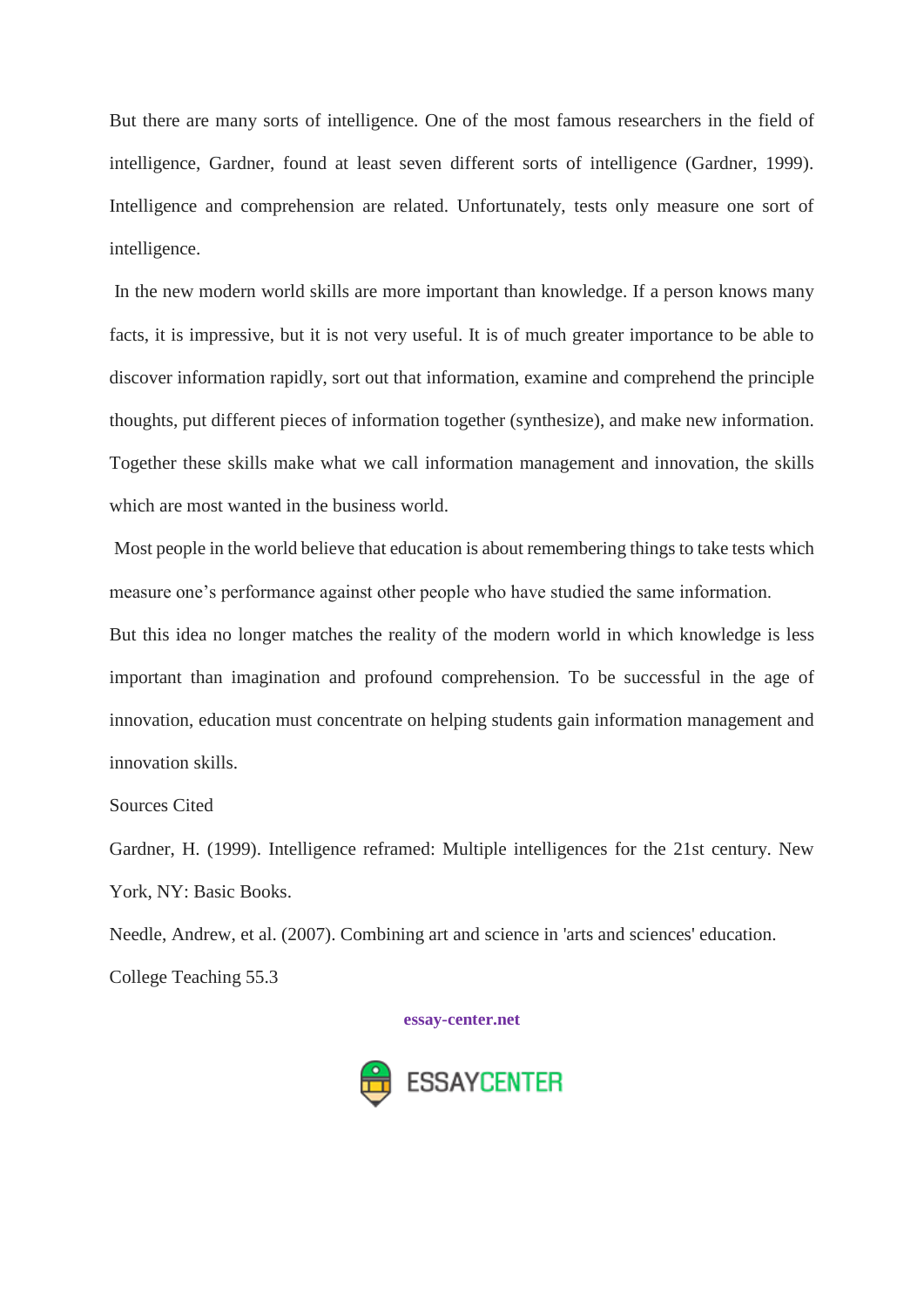But there are many sorts of intelligence. One of the most famous researchers in the field of intelligence, Gardner, found at least seven different sorts of intelligence (Gardner, 1999). Intelligence and comprehension are related. Unfortunately, tests only measure one sort of intelligence.

In the new modern world skills are more important than knowledge. If a person knows many facts, it is impressive, but it is not very useful. It is of much greater importance to be able to discover information rapidly, sort out that information, examine and comprehend the principle thoughts, put different pieces of information together (synthesize), and make new information. Together these skills make what we call information management and innovation, the skills which are most wanted in the business world.

Most people in the world believe that education is about remembering things to take tests which measure one's performance against other people who have studied the same information.

But this idea no longer matches the reality of the modern world in which knowledge is less important than imagination and profound comprehension. To be successful in the age of innovation, education must concentrate on helping students gain information management and innovation skills.

Sources Cited

Gardner, H. (1999). Intelligence reframed: Multiple intelligences for the 21st century. New York, NY: Basic Books.

Needle, Andrew, et al. (2007). Combining art and science in 'arts and sciences' education. College Teaching 55.3